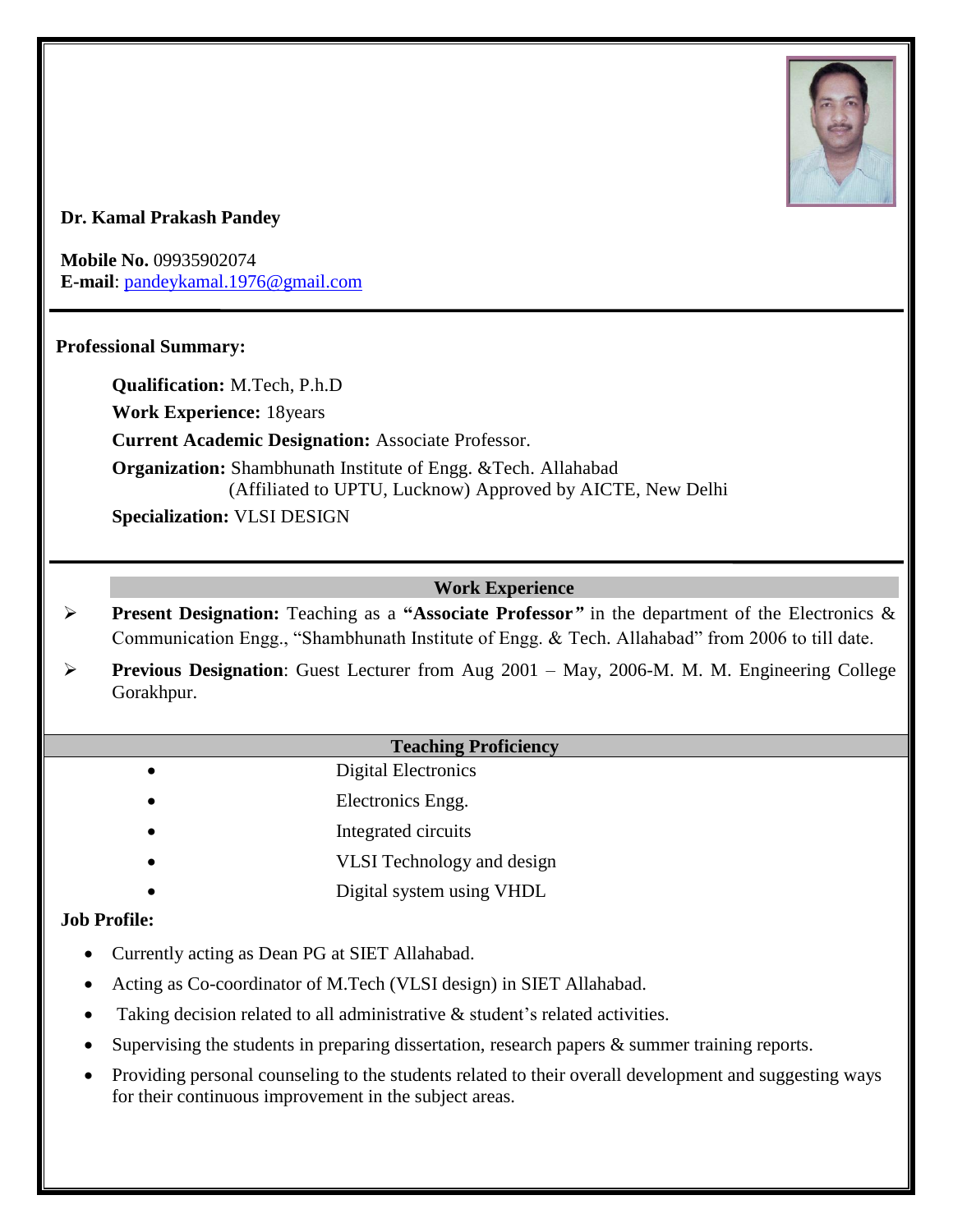**Dr. Kamal Prakash Pandey**

**Mobile No.** 09935902074
**E-mail**: pandeykamal.1976@gmail.com

---

**Professional Summary:**

**Qualification:** M.Tech, P.h.D

**Work Experience:** 18years

**Current Academic Designation:** Associate Professor.

**Organization:** Shambhunath Institute of Engg. &Tech. Allahabad
(Affiliated to UPTU, Lucknow) Approved by AICTE, New Delhi

**Specialization:** VLSI DESIGN

---

## Work Experience

- **Present Designation:** Teaching as a **"Associate Professor"** in the department of the Electronics & Communication Engg., "Shambhunath Institute of Engg. & Tech. Allahabad" from 2006 to till date.
- **Previous Designation**: Guest Lecturer from Aug 2001 – May, 2006-M. M. M. Engineering College Gorakhpur.

## Teaching Proficiency

- Digital Electronics
- Electronics Engg.
- Integrated circuits
- VLSI Technology and design
- Digital system using VHDL

**Job Profile:**

- Currently acting as Dean PG at SIET Allahabad.
- Acting as Co-coordinator of M.Tech (VLSI design) in SIET Allahabad.
- Taking decision related to all administrative & student's related activities.
- Supervising the students in preparing dissertation, research papers & summer training reports.
- Providing personal counseling to the students related to their overall development and suggesting ways for their continuous improvement in the subject areas.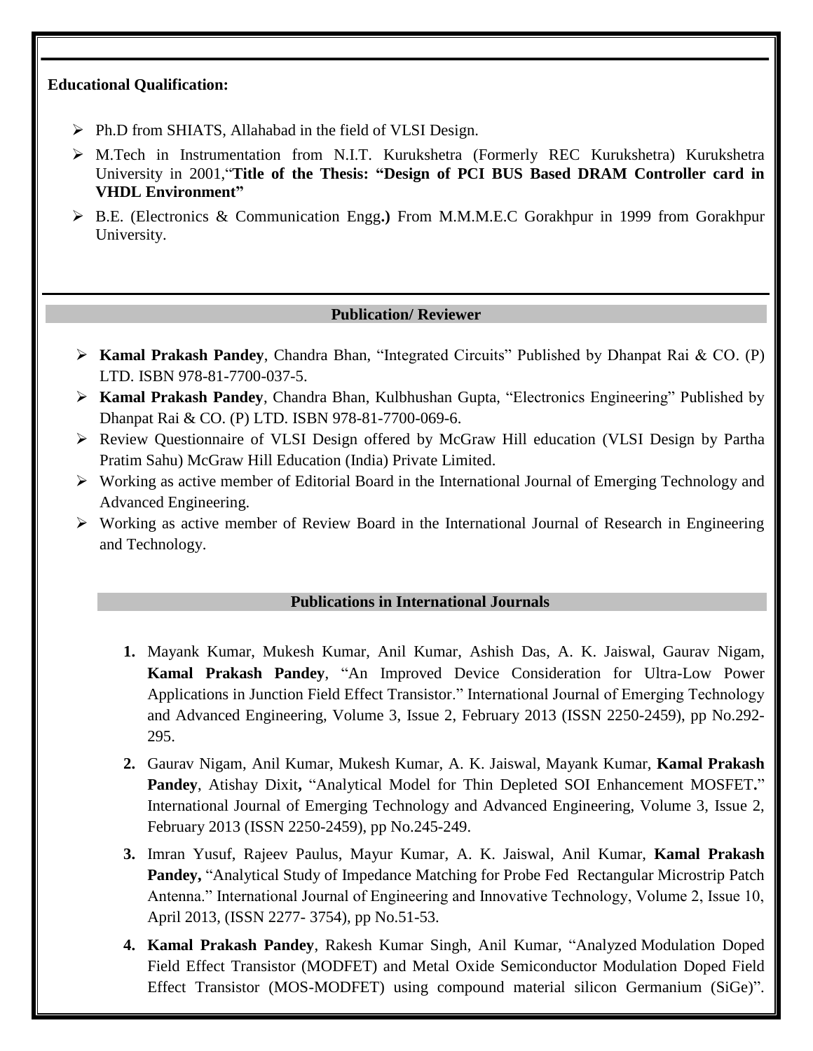**Educational Qualification:**

- Ph.D from SHIATS, Allahabad in the field of VLSI Design.
- M.Tech in Instrumentation from N.I.T. Kurukshetra (Formerly REC Kurukshetra) Kurukshetra University in 2001,"**Title of the Thesis: "Design of PCI BUS Based DRAM Controller card in VHDL Environment"**
- B.E. (Electronics & Communication Engg**.)** From M.M.M.E.C Gorakhpur in 1999 from Gorakhpur University.

## Publication/ Reviewer

- **Kamal Prakash Pandey**, Chandra Bhan, "Integrated Circuits" Published by Dhanpat Rai & CO. (P) LTD. ISBN 978-81-7700-037-5.
- **Kamal Prakash Pandey**, Chandra Bhan, Kulbhushan Gupta, "Electronics Engineering" Published by Dhanpat Rai & CO. (P) LTD. ISBN 978-81-7700-069-6.
- Review Questionnaire of VLSI Design offered by McGraw Hill education (VLSI Design by Partha Pratim Sahu) McGraw Hill Education (India) Private Limited.
- Working as active member of Editorial Board in the International Journal of Emerging Technology and Advanced Engineering.
- Working as active member of Review Board in the International Journal of Research in Engineering and Technology.

## Publications in International Journals

1. Mayank Kumar, Mukesh Kumar, Anil Kumar, Ashish Das, A. K. Jaiswal, Gaurav Nigam, **Kamal Prakash Pandey**, "An Improved Device Consideration for Ultra-Low Power Applications in Junction Field Effect Transistor." International Journal of Emerging Technology and Advanced Engineering, Volume 3, Issue 2, February 2013 (ISSN 2250-2459), pp No.292-295.
2. Gaurav Nigam, Anil Kumar, Mukesh Kumar, A. K. Jaiswal, Mayank Kumar, **Kamal Prakash Pandey**, Atishay Dixit**,** "Analytical Model for Thin Depleted SOI Enhancement MOSFET**.**" International Journal of Emerging Technology and Advanced Engineering, Volume 3, Issue 2, February 2013 (ISSN 2250-2459), pp No.245-249.
3. Imran Yusuf, Rajeev Paulus, Mayur Kumar, A. K. Jaiswal, Anil Kumar, **Kamal Prakash Pandey,** "Analytical Study of Impedance Matching for Probe Fed Rectangular Microstrip Patch Antenna." International Journal of Engineering and Innovative Technology, Volume 2, Issue 10, April 2013, (ISSN 2277- 3754), pp No.51-53.
4. **Kamal Prakash Pandey**, Rakesh Kumar Singh, Anil Kumar, "Analyzed Modulation Doped Field Effect Transistor (MODFET) and Metal Oxide Semiconductor Modulation Doped Field Effect Transistor (MOS-MODFET) using compound material silicon Germanium (SiGe)".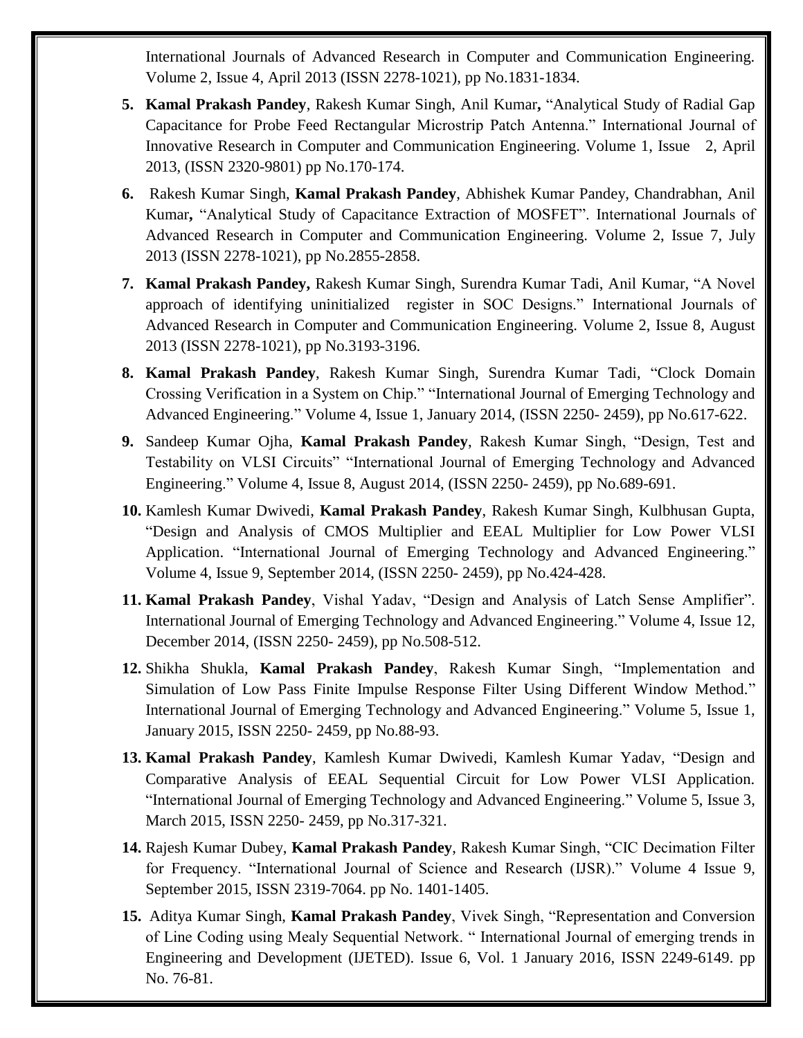International Journals of Advanced Research in Computer and Communication Engineering. Volume 2, Issue 4, April 2013 (ISSN 2278-1021), pp No.1831-1834.

5. **Kamal Prakash Pandey**, Rakesh Kumar Singh, Anil Kumar**,** "Analytical Study of Radial Gap Capacitance for Probe Feed Rectangular Microstrip Patch Antenna." International Journal of Innovative Research in Computer and Communication Engineering. Volume 1, Issue 2, April 2013, (ISSN 2320-9801) pp No.170-174.

6. Rakesh Kumar Singh, **Kamal Prakash Pandey**, Abhishek Kumar Pandey, Chandrabhan, Anil Kumar**,** "Analytical Study of Capacitance Extraction of MOSFET". International Journals of Advanced Research in Computer and Communication Engineering. Volume 2, Issue 7, July 2013 (ISSN 2278-1021), pp No.2855-2858.

7. **Kamal Prakash Pandey,** Rakesh Kumar Singh, Surendra Kumar Tadi, Anil Kumar, "A Novel approach of identifying uninitialized register in SOC Designs." International Journals of Advanced Research in Computer and Communication Engineering. Volume 2, Issue 8, August 2013 (ISSN 2278-1021), pp No.3193-3196.

8. **Kamal Prakash Pandey**, Rakesh Kumar Singh, Surendra Kumar Tadi, "Clock Domain Crossing Verification in a System on Chip." "International Journal of Emerging Technology and Advanced Engineering." Volume 4, Issue 1, January 2014, (ISSN 2250- 2459), pp No.617-622.

9. Sandeep Kumar Ojha, **Kamal Prakash Pandey**, Rakesh Kumar Singh, "Design, Test and Testability on VLSI Circuits" "International Journal of Emerging Technology and Advanced Engineering." Volume 4, Issue 8, August 2014, (ISSN 2250- 2459), pp No.689-691.

10. Kamlesh Kumar Dwivedi, **Kamal Prakash Pandey**, Rakesh Kumar Singh, Kulbhusan Gupta, "Design and Analysis of CMOS Multiplier and EEAL Multiplier for Low Power VLSI Application. "International Journal of Emerging Technology and Advanced Engineering." Volume 4, Issue 9, September 2014, (ISSN 2250- 2459), pp No.424-428.

11. **Kamal Prakash Pandey**, Vishal Yadav, "Design and Analysis of Latch Sense Amplifier". International Journal of Emerging Technology and Advanced Engineering." Volume 4, Issue 12, December 2014, (ISSN 2250- 2459), pp No.508-512.

12. Shikha Shukla, **Kamal Prakash Pandey**, Rakesh Kumar Singh, "Implementation and Simulation of Low Pass Finite Impulse Response Filter Using Different Window Method." International Journal of Emerging Technology and Advanced Engineering." Volume 5, Issue 1, January 2015, ISSN 2250- 2459, pp No.88-93.

13. **Kamal Prakash Pandey**, Kamlesh Kumar Dwivedi, Kamlesh Kumar Yadav, "Design and Comparative Analysis of EEAL Sequential Circuit for Low Power VLSI Application. "International Journal of Emerging Technology and Advanced Engineering." Volume 5, Issue 3, March 2015, ISSN 2250- 2459, pp No.317-321.

14. Rajesh Kumar Dubey, **Kamal Prakash Pandey**, Rakesh Kumar Singh, "CIC Decimation Filter for Frequency. "International Journal of Science and Research (IJSR)." Volume 4 Issue 9, September 2015, ISSN 2319-7064. pp No. 1401-1405.

15. Aditya Kumar Singh, **Kamal Prakash Pandey**, Vivek Singh, "Representation and Conversion of Line Coding using Mealy Sequential Network. " International Journal of emerging trends in Engineering and Development (IJETED). Issue 6, Vol. 1 January 2016, ISSN 2249-6149. pp No. 76-81.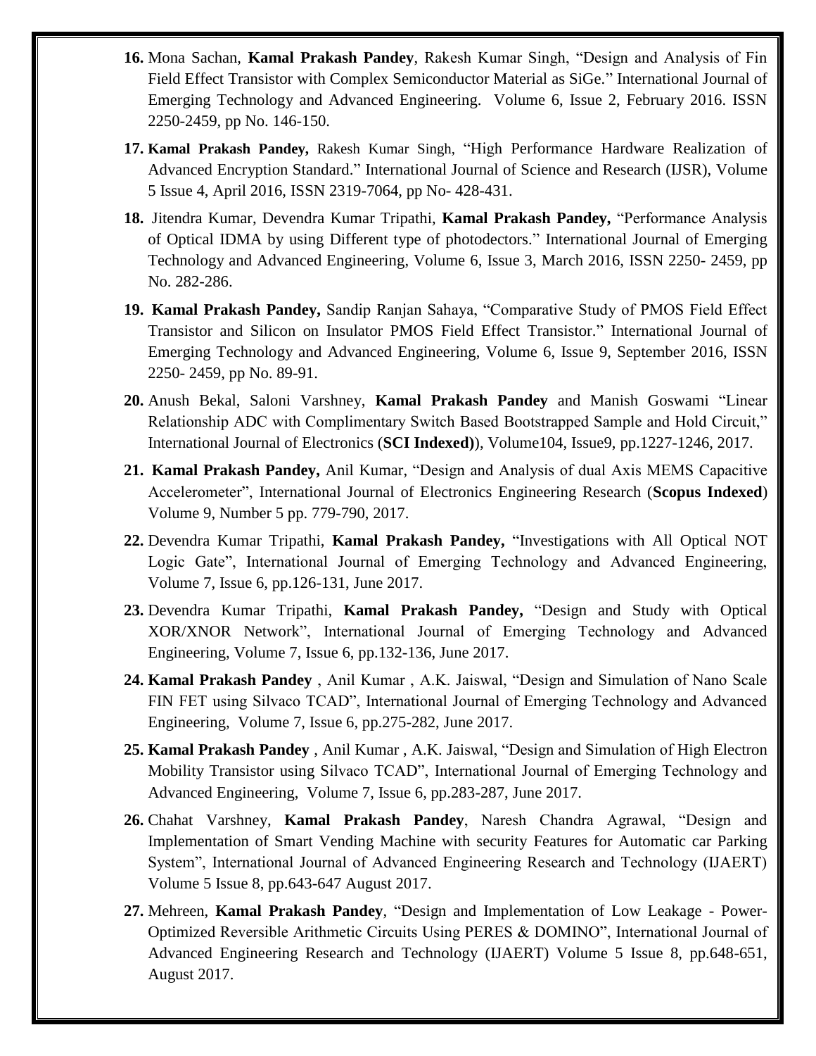16. Mona Sachan, **Kamal Prakash Pandey**, Rakesh Kumar Singh, "Design and Analysis of Fin Field Effect Transistor with Complex Semiconductor Material as SiGe." International Journal of Emerging Technology and Advanced Engineering. Volume 6, Issue 2, February 2016. ISSN 2250-2459, pp No. 146-150.

17. **Kamal Prakash Pandey,** Rakesh Kumar Singh, "High Performance Hardware Realization of Advanced Encryption Standard." International Journal of Science and Research (IJSR), Volume 5 Issue 4, April 2016, ISSN 2319-7064, pp No- 428-431.

18. Jitendra Kumar, Devendra Kumar Tripathi, **Kamal Prakash Pandey,** "Performance Analysis of Optical IDMA by using Different type of photodectors." International Journal of Emerging Technology and Advanced Engineering, Volume 6, Issue 3, March 2016, ISSN 2250- 2459, pp No. 282-286.

19. **Kamal Prakash Pandey,** Sandip Ranjan Sahaya, "Comparative Study of PMOS Field Effect Transistor and Silicon on Insulator PMOS Field Effect Transistor." International Journal of Emerging Technology and Advanced Engineering, Volume 6, Issue 9, September 2016, ISSN 2250- 2459, pp No. 89-91.

20. Anush Bekal, Saloni Varshney, **Kamal Prakash Pandey** and Manish Goswami "Linear Relationship ADC with Complimentary Switch Based Bootstrapped Sample and Hold Circuit," International Journal of Electronics (**SCI Indexed)**), Volume104, Issue9, pp.1227-1246, 2017.

21. **Kamal Prakash Pandey,** Anil Kumar, "Design and Analysis of dual Axis MEMS Capacitive Accelerometer", International Journal of Electronics Engineering Research (**Scopus Indexed**) Volume 9, Number 5 pp. 779-790, 2017.

22. Devendra Kumar Tripathi, **Kamal Prakash Pandey,** "Investigations with All Optical NOT Logic Gate", International Journal of Emerging Technology and Advanced Engineering, Volume 7, Issue 6, pp.126-131, June 2017.

23. Devendra Kumar Tripathi, **Kamal Prakash Pandey,** "Design and Study with Optical XOR/XNOR Network", International Journal of Emerging Technology and Advanced Engineering, Volume 7, Issue 6, pp.132-136, June 2017.

24. **Kamal Prakash Pandey** , Anil Kumar , A.K. Jaiswal, "Design and Simulation of Nano Scale FIN FET using Silvaco TCAD", International Journal of Emerging Technology and Advanced Engineering, Volume 7, Issue 6, pp.275-282, June 2017.

25. **Kamal Prakash Pandey** , Anil Kumar , A.K. Jaiswal, "Design and Simulation of High Electron Mobility Transistor using Silvaco TCAD", International Journal of Emerging Technology and Advanced Engineering, Volume 7, Issue 6, pp.283-287, June 2017.

26. Chahat Varshney, **Kamal Prakash Pandey**, Naresh Chandra Agrawal, "Design and Implementation of Smart Vending Machine with security Features for Automatic car Parking System", International Journal of Advanced Engineering Research and Technology (IJAERT) Volume 5 Issue 8, pp.643-647 August 2017.

27. Mehreen, **Kamal Prakash Pandey**, "Design and Implementation of Low Leakage - Power-Optimized Reversible Arithmetic Circuits Using PERES & DOMINO", International Journal of Advanced Engineering Research and Technology (IJAERT) Volume 5 Issue 8, pp.648-651, August 2017.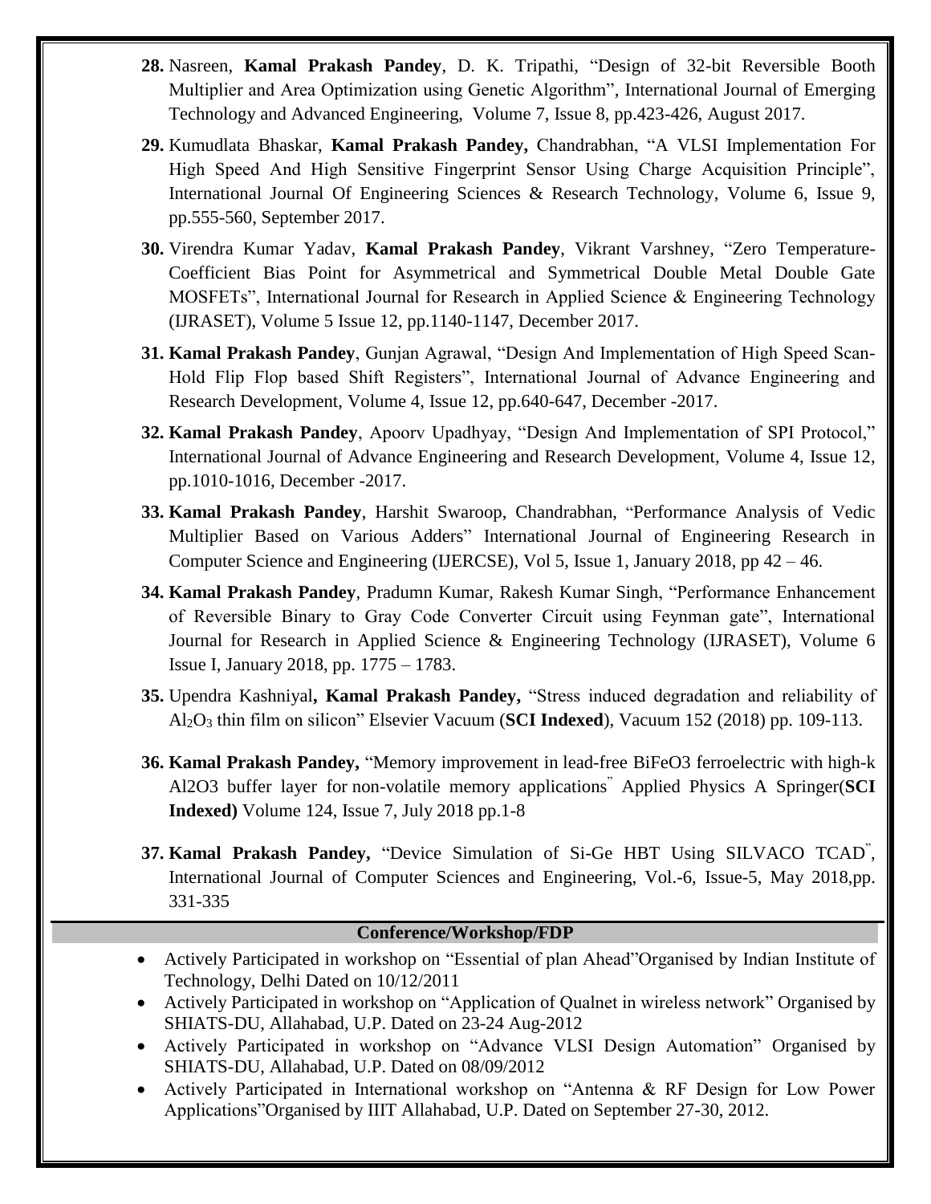28. Nasreen, **Kamal Prakash Pandey**, D. K. Tripathi, “Design of 32-bit Reversible Booth Multiplier and Area Optimization using Genetic Algorithm”, International Journal of Emerging Technology and Advanced Engineering, Volume 7, Issue 8, pp.423-426, August 2017.

29. Kumudlata Bhaskar, **Kamal Prakash Pandey,** Chandrabhan, “A VLSI Implementation For High Speed And High Sensitive Fingerprint Sensor Using Charge Acquisition Principle”, International Journal Of Engineering Sciences & Research Technology, Volume 6, Issue 9, pp.555-560, September 2017.

30. Virendra Kumar Yadav, **Kamal Prakash Pandey**, Vikrant Varshney, “Zero Temperature-Coefficient Bias Point for Asymmetrical and Symmetrical Double Metal Double Gate MOSFETs”, International Journal for Research in Applied Science & Engineering Technology (IJRASET), Volume 5 Issue 12, pp.1140-1147, December 2017.

31. **Kamal Prakash Pandey**, Gunjan Agrawal, “Design And Implementation of High Speed Scan-Hold Flip Flop based Shift Registers”, International Journal of Advance Engineering and Research Development, Volume 4, Issue 12, pp.640-647, December -2017.

32. **Kamal Prakash Pandey**, Apoorv Upadhyay, “Design And Implementation of SPI Protocol,” International Journal of Advance Engineering and Research Development, Volume 4, Issue 12, pp.1010-1016, December -2017.

33. **Kamal Prakash Pandey**, Harshit Swaroop, Chandrabhan, “Performance Analysis of Vedic Multiplier Based on Various Adders” International Journal of Engineering Research in Computer Science and Engineering (IJERCSE), Vol 5, Issue 1, January 2018, pp 42 – 46.

34. **Kamal Prakash Pandey**, Pradumn Kumar, Rakesh Kumar Singh, “Performance Enhancement of Reversible Binary to Gray Code Converter Circuit using Feynman gate”, International Journal for Research in Applied Science & Engineering Technology (IJRASET), Volume 6 Issue I, January 2018, pp. 1775 – 1783.

35. Upendra Kashniyal**, Kamal Prakash Pandey,** “Stress induced degradation and reliability of $Al_2O_3$ thin film on silicon” Elsevier Vacuum (**SCI Indexed**), Vacuum 152 (2018) pp. 109-113.

36. **Kamal Prakash Pandey,** “Memory improvement in lead-free BiFeO3 ferroelectric with high-k Al2O3 buffer layer for non-volatile memory applications" Applied Physics A Springer(**SCI Indexed)** Volume 124, Issue 7, July 2018 pp.1-8

37. **Kamal Prakash Pandey,** “Device Simulation of Si-Ge HBT Using SILVACO TCAD", International Journal of Computer Sciences and Engineering, Vol.-6, Issue-5, May 2018,pp. 331-335

## Conference/Workshop/FDP

- Actively Participated in workshop on “Essential of plan Ahead”Organised by Indian Institute of Technology, Delhi Dated on 10/12/2011
- Actively Participated in workshop on “Application of Qualnet in wireless network” Organised by SHIATS-DU, Allahabad, U.P. Dated on 23-24 Aug-2012
- Actively Participated in workshop on “Advance VLSI Design Automation” Organised by SHIATS-DU, Allahabad, U.P. Dated on 08/09/2012
- Actively Participated in International workshop on “Antenna & RF Design for Low Power Applications”Organised by IIIT Allahabad, U.P. Dated on September 27-30, 2012.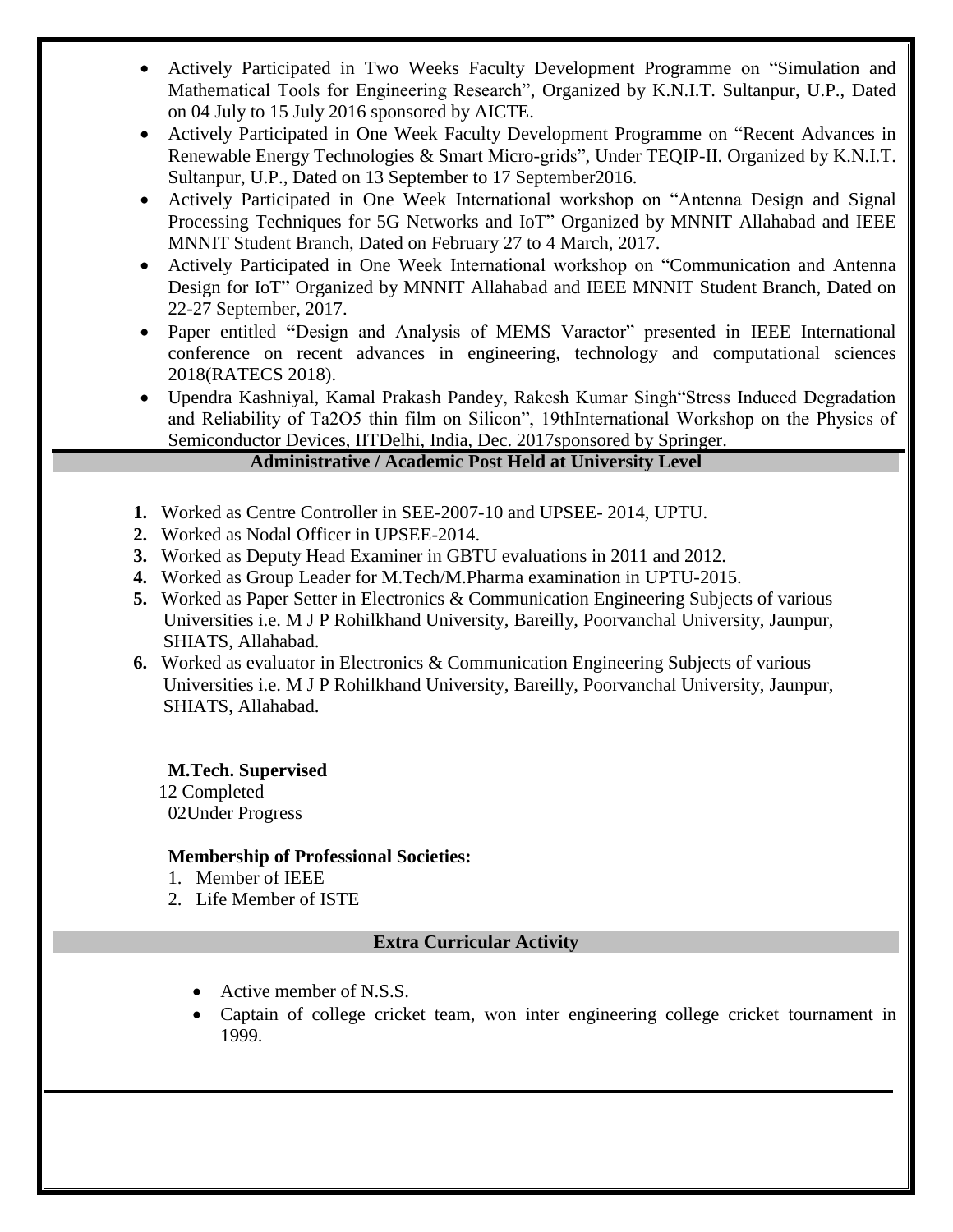- Actively Participated in Two Weeks Faculty Development Programme on "Simulation and Mathematical Tools for Engineering Research", Organized by K.N.I.T. Sultanpur, U.P., Dated on 04 July to 15 July 2016 sponsored by AICTE.
- Actively Participated in One Week Faculty Development Programme on "Recent Advances in Renewable Energy Technologies & Smart Micro-grids", Under TEQIP-II. Organized by K.N.I.T. Sultanpur, U.P., Dated on 13 September to 17 September2016.
- Actively Participated in One Week International workshop on "Antenna Design and Signal Processing Techniques for 5G Networks and IoT" Organized by MNNIT Allahabad and IEEE MNNIT Student Branch, Dated on February 27 to 4 March, 2017.
- Actively Participated in One Week International workshop on "Communication and Antenna Design for IoT" Organized by MNNIT Allahabad and IEEE MNNIT Student Branch, Dated on 22-27 September, 2017.
- Paper entitled **"**Design and Analysis of MEMS Varactor" presented in IEEE International conference on recent advances in engineering, technology and computational sciences 2018(RATECS 2018).
- Upendra Kashniyal, Kamal Prakash Pandey, Rakesh Kumar Singh"Stress Induced Degradation and Reliability of $Ta_2O_5$ thin film on Silicon", 19thInternational Workshop on the Physics of Semiconductor Devices, IITDelhi, India, Dec. 2017sponsored by Springer.

## Administrative / Academic Post Held at University Level

1. Worked as Centre Controller in SEE-2007-10 and UPSEE- 2014, UPTU.
2. Worked as Nodal Officer in UPSEE-2014.
3. Worked as Deputy Head Examiner in GBTU evaluations in 2011 and 2012.
4. Worked as Group Leader for M.Tech/M.Pharma examination in UPTU-2015.
5. Worked as Paper Setter in Electronics & Communication Engineering Subjects of various Universities i.e. M J P Rohilkhand University, Bareilly, Poorvanchal University, Jaunpur, SHIATS, Allahabad.
6. Worked as evaluator in Electronics & Communication Engineering Subjects of various Universities i.e. M J P Rohilkhand University, Bareilly, Poorvanchal University, Jaunpur, SHIATS, Allahabad.

**M.Tech. Supervised**

12 Completed
02Under Progress

**Membership of Professional Societies:**

1. Member of IEEE
2. Life Member of ISTE

## Extra Curricular Activity

- Active member of N.S.S.
- Captain of college cricket team, won inter engineering college cricket tournament in 1999.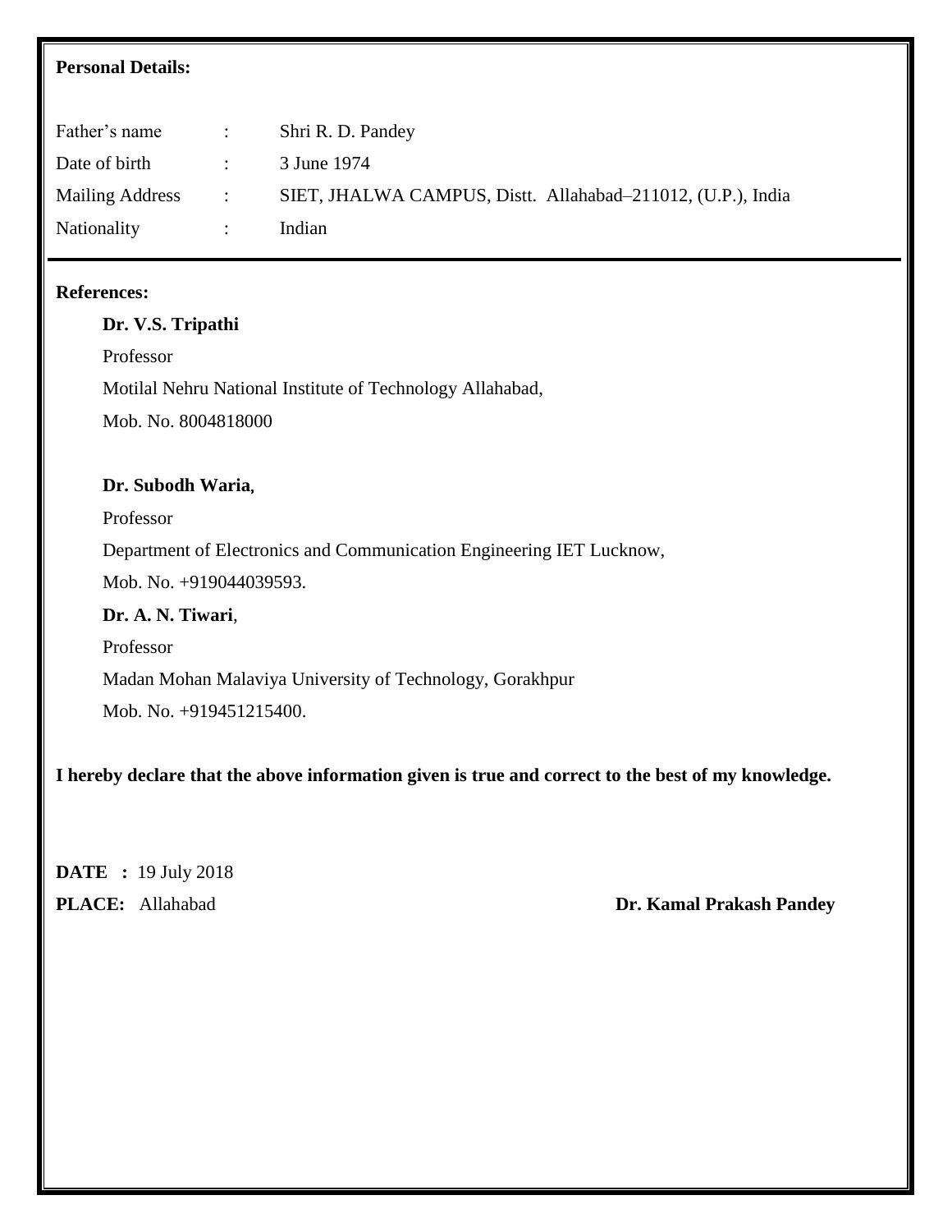**Personal Details:**

| | | |
|---|---|---|
| Father's name | : | Shri R. D. Pandey |
| Date of birth | : | 3 June 1974 |
| Mailing Address | : | SIET, JHALWA CAMPUS, Distt. Allahabad–211012, (U.P.), India |
| Nationality | : | Indian |

**References:**

**Dr. V.S. Tripathi**
Professor
Motilal Nehru National Institute of Technology Allahabad,
Mob. No. 8004818000

**Dr. Subodh Waria**,
Professor
Department of Electronics and Communication Engineering IET Lucknow,
Mob. No. +919044039593.

**Dr. A. N. Tiwari**,
Professor
Madan Mohan Malaviya University of Technology, Gorakhpur
Mob. No. +919451215400.

**I hereby declare that the above information given is true and correct to the best of my knowledge.**

**DATE :** 19 July 2018
**PLACE:** Allahabad

**Dr. Kamal Prakash Pandey**